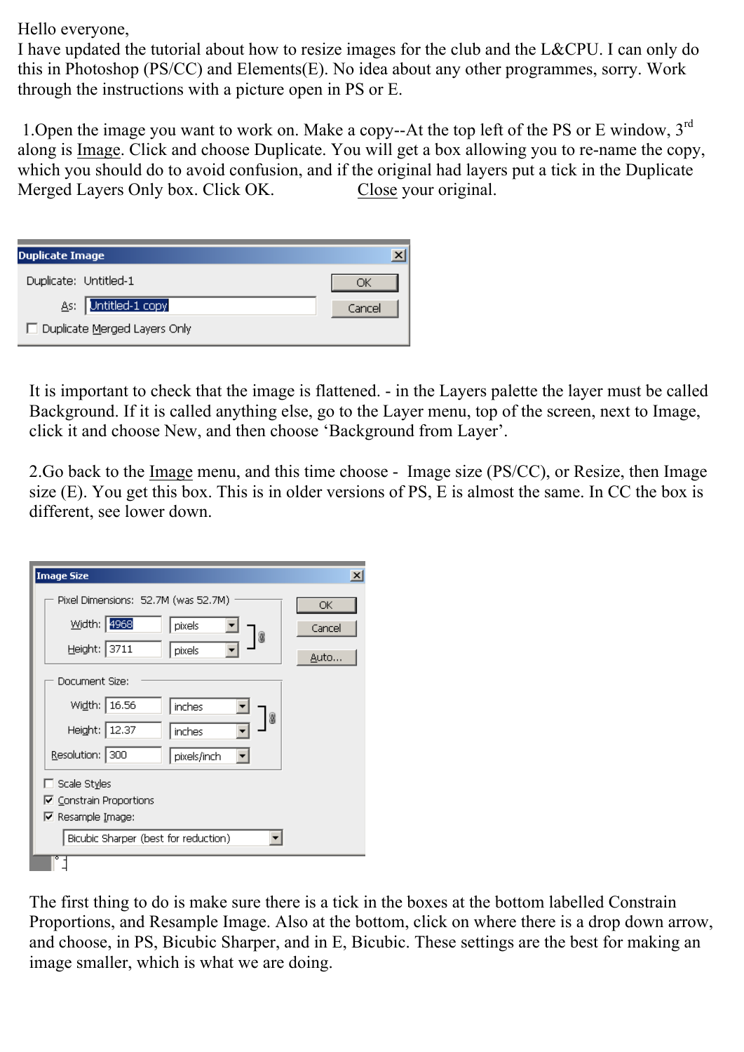Hello everyone,

I have updated the tutorial about how to resize images for the club and the L&CPU. I can only do this in Photoshop (PS/CC) and Elements(E). No idea about any other programmes, sorry. Work through the instructions with a picture open in PS or E.

1.Open the image you want to work on. Make a copy--At the top left of the PS or E window, 3rd along is Image. Click and choose Duplicate. You will get a box allowing you to re-name the copy, which you should do to avoid confusion, and if the original had layers put a tick in the Duplicate Merged Layers Only box. Click OK. Close your original.

It is important to check that the image is flattened. - in the Layers palette the layer must be called Background. If it is called anything else, go to the Layer menu, top of the screen, next to Image, click it and choose New, and then choose 'Background from Layer'.

2.Go back to the Image menu, and this time choose - Image size (PS/CC), or Resize, then Image size (E). You get this box. This is in older versions of PS, E is almost the same. In CC the box is different, see lower down.

The first thing to do is make sure there is a tick in the boxes at the bottom labelled Constrain Proportions, and Resample Image. Also at the bottom, click on where there is a drop down arrow, and choose, in PS, Bicubic Sharper, and in E, Bicubic. These settings are the best for making an image smaller, which is what we are doing.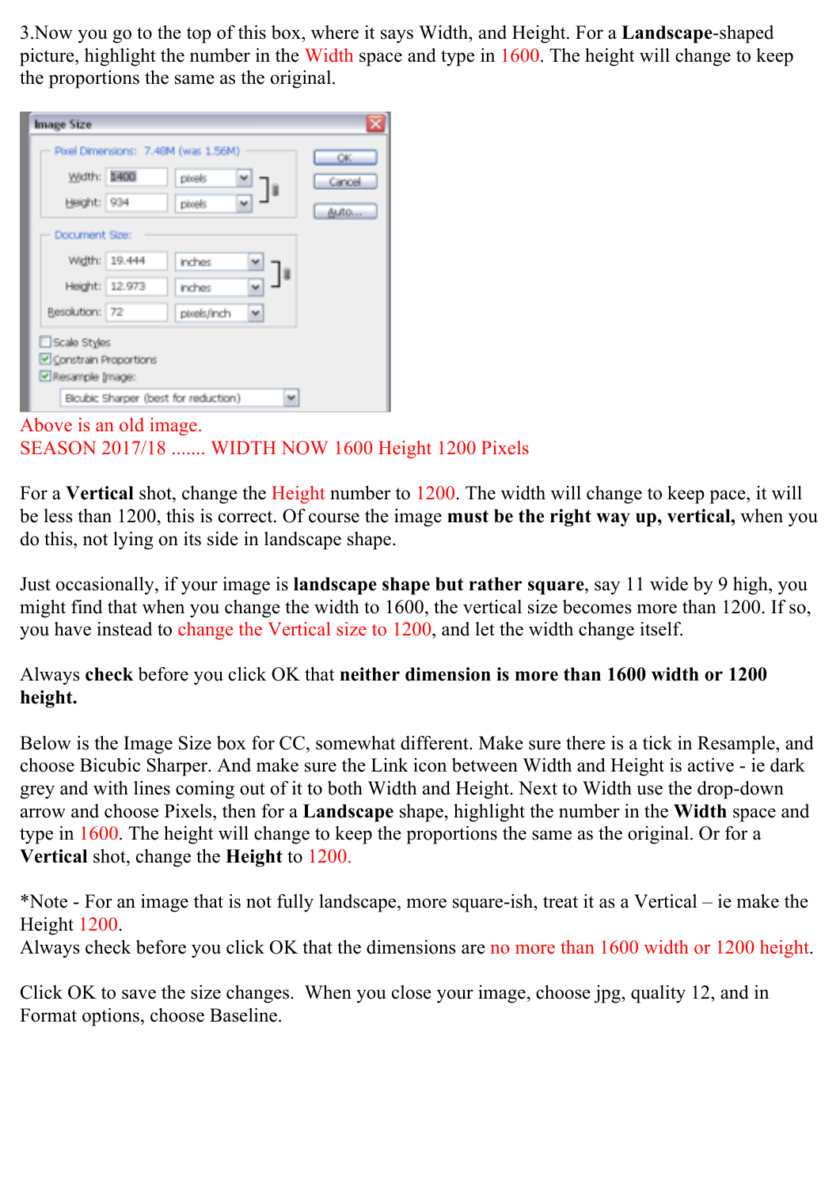3.Now you go to the top of this box, where it says Width, and Height. For a **Landscape**-shaped picture, highlight the number in the Width space and type in 1600. The height will change to keep the proportions the same as the original.

Above is an old image.
SEASON 2017/18 ....... WIDTH NOW 1600 Height 1200 Pixels

For a **Vertical** shot, change the Height number to 1200. The width will change to keep pace, it will be less than 1200, this is correct. Of course the image **must be the right way up, vertical,** when you do this, not lying on its side in landscape shape.

Just occasionally, if your image is **landscape shape but rather square**, say 11 wide by 9 high, you might find that when you change the width to 1600, the vertical size becomes more than 1200. If so, you have instead to change the Vertical size to 1200, and let the width change itself.

Always **check** before you click OK that **neither dimension is more than 1600 width or 1200 height.**

Below is the Image Size box for CC, somewhat different. Make sure there is a tick in Resample, and choose Bicubic Sharper. And make sure the Link icon between Width and Height is active - ie dark grey and with lines coming out of it to both Width and Height. Next to Width use the drop-down arrow and choose Pixels, then for a **Landscape** shape, highlight the number in the **Width** space and type in 1600. The height will change to keep the proportions the same as the original. Or for a **Vertical** shot, change the **Height** to 1200.

*Note - For an image that is not fully landscape, more square-ish, treat it as a Vertical – ie make the Height 1200.
Always check before you click OK that the dimensions are no more than 1600 width or 1200 height.

Click OK to save the size changes. When you close your image, choose jpg, quality 12, and in Format options, choose Baseline.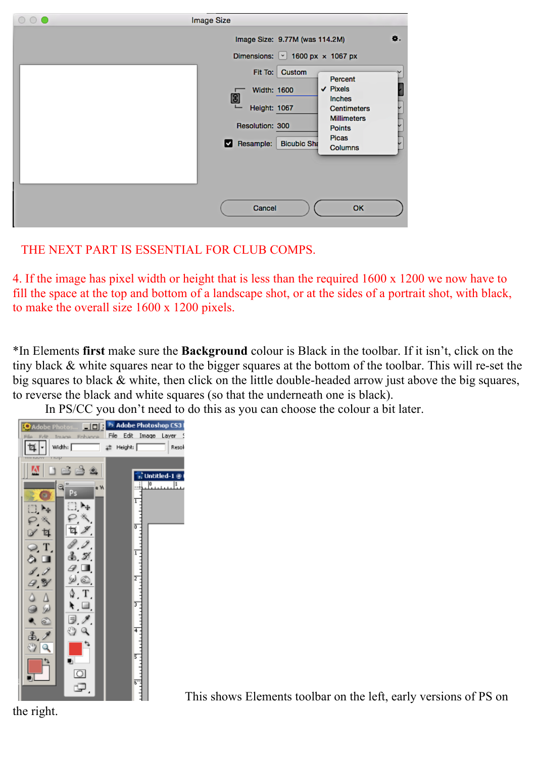THE NEXT PART IS ESSENTIAL FOR CLUB COMPS.

4. If the image has pixel width or height that is less than the required 1600 x 1200 we now have to fill the space at the top and bottom of a landscape shot, or at the sides of a portrait shot, with black, to make the overall size 1600 x 1200 pixels.

*In Elements **first** make sure the **Background** colour is Black in the toolbar. If it isn't, click on the tiny black & white squares near to the bigger squares at the bottom of the toolbar. This will re-set the big squares to black & white, then click on the little double-headed arrow just above the big squares, to reverse the black and white squares (so that the underneath one is black).

In PS/CC you don't need to do this as you can choose the colour a bit later.

This shows Elements toolbar on the left, early versions of PS on the right.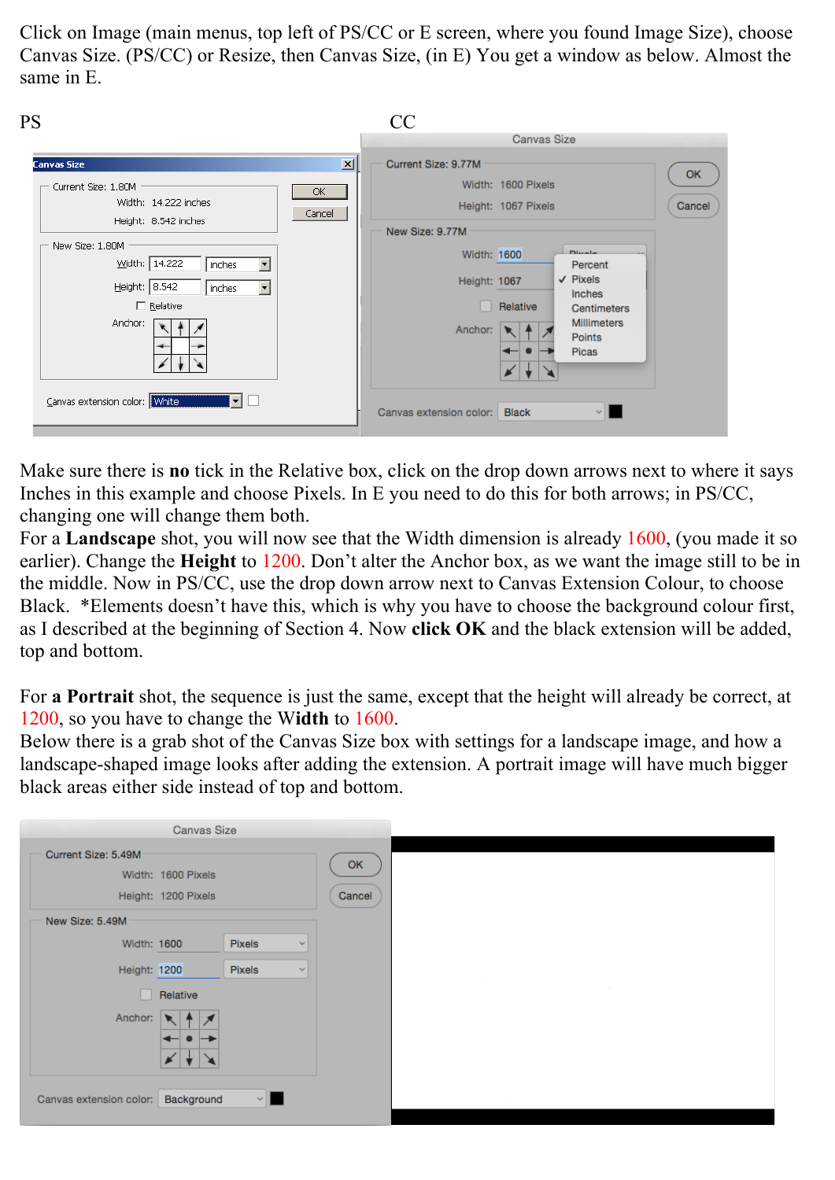Click on Image (main menus, top left of PS/CC or E screen, where you found Image Size), choose Canvas Size. (PS/CC) or Resize, then Canvas Size, (in E) You get a window as below. Almost the same in E.

PS CC

Make sure there is **no** tick in the Relative box, click on the drop down arrows next to where it says Inches in this example and choose Pixels. In E you need to do this for both arrows; in PS/CC, changing one will change them both.
For a **Landscape** shot, you will now see that the Width dimension is already 1600, (you made it so earlier). Change the **Height** to 1200. Don't alter the Anchor box, as we want the image still to be in the middle. Now in PS/CC, use the drop down arrow next to Canvas Extension Colour, to choose Black. *Elements doesn't have this, which is why you have to choose the background colour first, as I described at the beginning of Section 4. Now **click OK** and the black extension will be added, top and bottom.

For **a Portrait** shot, the sequence is just the same, except that the height will already be correct, at 1200, so you have to change the **Width** to 1600.
Below there is a grab shot of the Canvas Size box with settings for a landscape image, and how a landscape-shaped image looks after adding the extension. A portrait image will have much bigger black areas either side instead of top and bottom.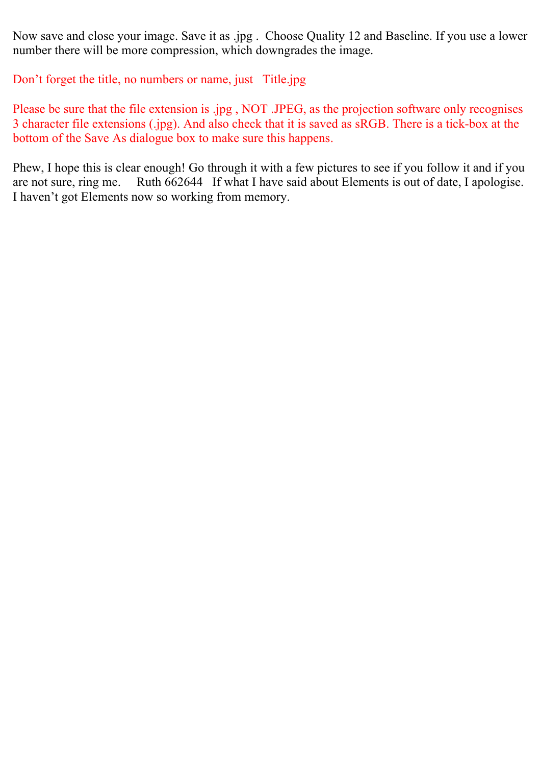Now save and close your image. Save it as .jpg . Choose Quality 12 and Baseline. If you use a lower number there will be more compression, which downgrades the image.

Don't forget the title, no numbers or name, just Title.jpg

Please be sure that the file extension is .jpg , NOT .JPEG, as the projection software only recognises 3 character file extensions (.jpg). And also check that it is saved as sRGB. There is a tick-box at the bottom of the Save As dialogue box to make sure this happens.

Phew, I hope this is clear enough! Go through it with a few pictures to see if you follow it and if you are not sure, ring me. Ruth 662644 If what I have said about Elements is out of date, I apologise. I haven't got Elements now so working from memory.